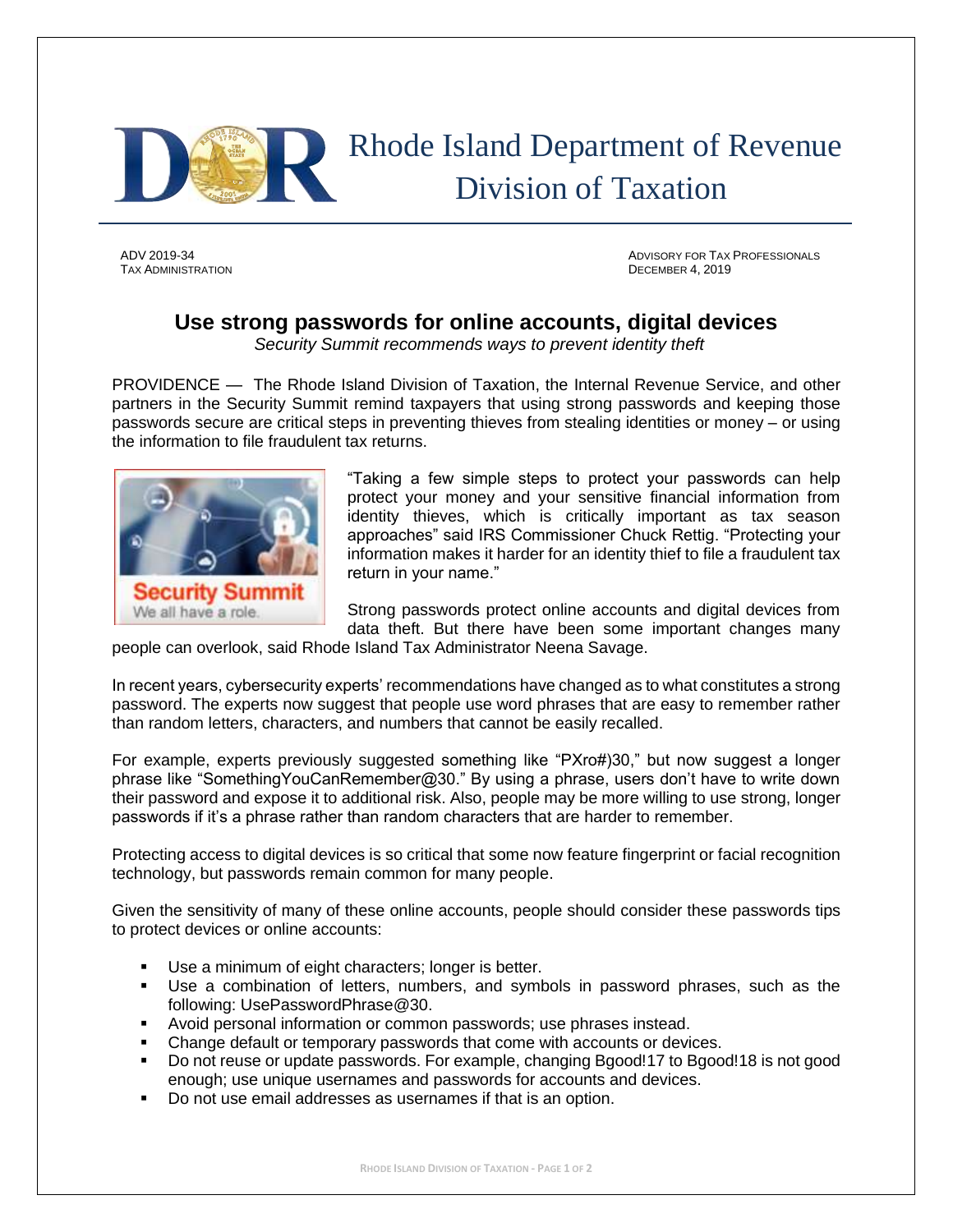# Rhode Island Department of Revenue
## Division of Taxation

ADV 2019-34
TAX ADMINISTRATION

ADVISORY FOR TAX PROFESSIONALS
DECEMBER 4, 2019

## Use strong passwords for online accounts, digital devices

*Security Summit recommends ways to prevent identity theft*

PROVIDENCE — The Rhode Island Division of Taxation, the Internal Revenue Service, and other partners in the Security Summit remind taxpayers that using strong passwords and keeping those passwords secure are critical steps in preventing thieves from stealing identities or money – or using the information to file fraudulent tax returns.

"Taking a few simple steps to protect your passwords can help protect your money and your sensitive financial information from identity thieves, which is critically important as tax season approaches" said IRS Commissioner Chuck Rettig. "Protecting your information makes it harder for an identity thief to file a fraudulent tax return in your name."

Strong passwords protect online accounts and digital devices from data theft. But there have been some important changes many people can overlook, said Rhode Island Tax Administrator Neena Savage.

In recent years, cybersecurity experts' recommendations have changed as to what constitutes a strong password. The experts now suggest that people use word phrases that are easy to remember rather than random letters, characters, and numbers that cannot be easily recalled.

For example, experts previously suggested something like "PXro#)30," but now suggest a longer phrase like "SomethingYouCanRemember@30." By using a phrase, users don't have to write down their password and expose it to additional risk. Also, people may be more willing to use strong, longer passwords if it's a phrase rather than random characters that are harder to remember.

Protecting access to digital devices is so critical that some now feature fingerprint or facial recognition technology, but passwords remain common for many people.

Given the sensitivity of many of these online accounts, people should consider these passwords tips to protect devices or online accounts:

- Use a minimum of eight characters; longer is better.
- Use a combination of letters, numbers, and symbols in password phrases, such as the following: UsePasswordPhrase@30.
- Avoid personal information or common passwords; use phrases instead.
- Change default or temporary passwords that come with accounts or devices.
- Do not reuse or update passwords. For example, changing Bgood!17 to Bgood!18 is not good enough; use unique usernames and passwords for accounts and devices.
- Do not use email addresses as usernames if that is an option.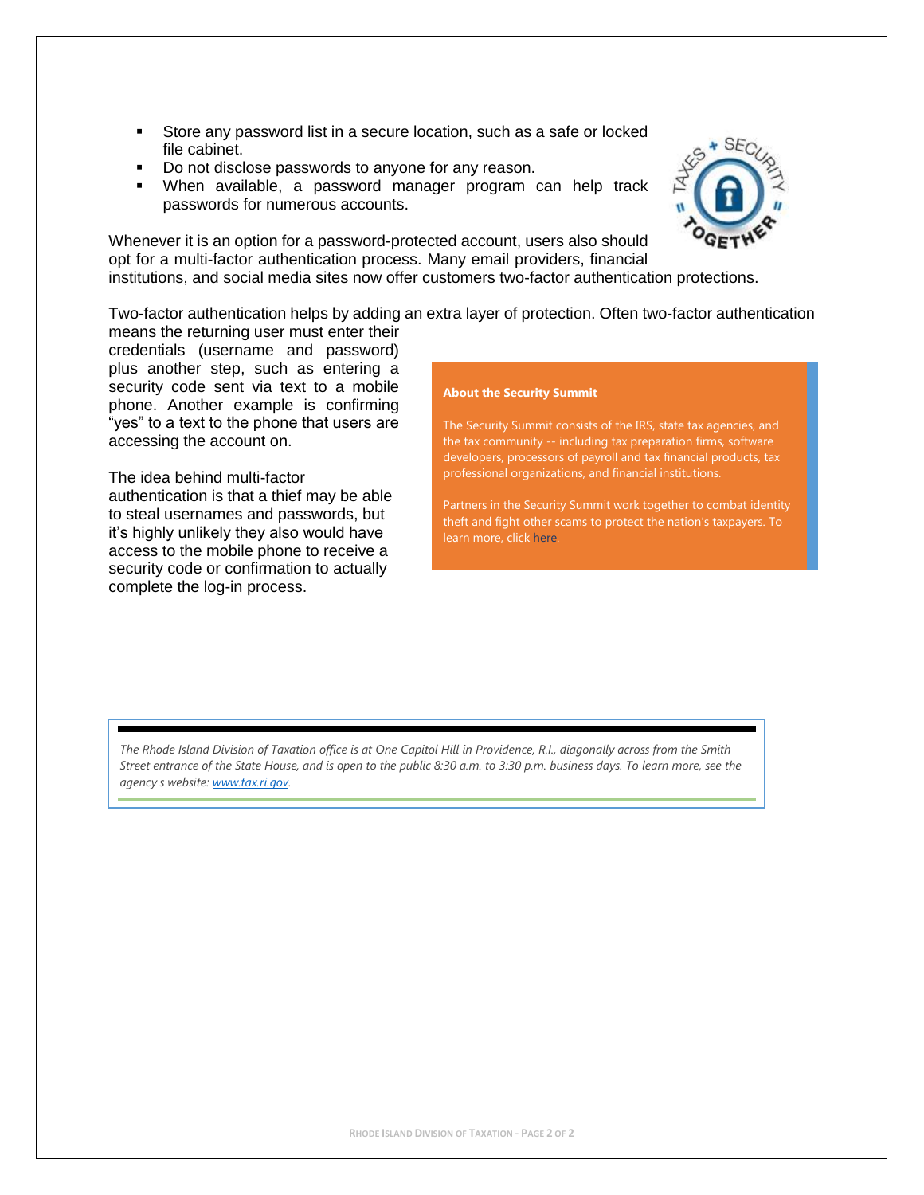- Store any password list in a secure location, such as a safe or locked file cabinet.
- Do not disclose passwords to anyone for any reason.
- When available, a password manager program can help track passwords for numerous accounts.

Whenever it is an option for a password-protected account, users also should opt for a multi-factor authentication process. Many email providers, financial institutions, and social media sites now offer customers two-factor authentication protections.

Two-factor authentication helps by adding an extra layer of protection. Often two-factor authentication means the returning user must enter their credentials (username and password) plus another step, such as entering a security code sent via text to a mobile phone. Another example is confirming "yes" to a text to the phone that users are accessing the account on.

The idea behind multi-factor authentication is that a thief may be able to steal usernames and passwords, but it's highly unlikely they also would have access to the mobile phone to receive a security code or confirmation to actually complete the log-in process.

**About the Security Summit**

The Security Summit consists of the IRS, state tax agencies, and the tax community -- including tax preparation firms, software developers, processors of payroll and tax financial products, tax professional organizations, and financial institutions.

Partners in the Security Summit work together to combat identity theft and fight other scams to protect the nation's taxpayers. To learn more, click here.

*The Rhode Island Division of Taxation office is at One Capitol Hill in Providence, R.I., diagonally across from the Smith Street entrance of the State House, and is open to the public 8:30 a.m. to 3:30 p.m. business days. To learn more, see the agency's website: www.tax.ri.gov.*